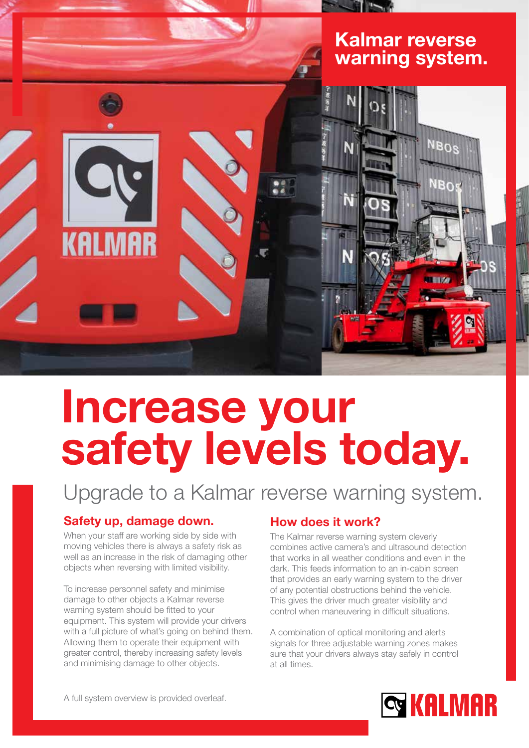## Kalmar reverse warning system.

# Increase your safety levels today.

Upgrade to a Kalmar reverse warning system.

### Safety up, damage down.

When your staff are working side by side with moving vehicles there is always a safety risk as well as an increase in the risk of damaging other objects when reversing with limited visibility.

To increase personnel safety and minimise damage to other objects a Kalmar reverse warning system should be fitted to your equipment. This system will provide your drivers with a full picture of what's going on behind them. Allowing them to operate their equipment with greater control, thereby increasing safety levels and minimising damage to other objects.

### How does it work?

The Kalmar reverse warning system cleverly combines active camera's and ultrasound detection that works in all weather conditions and even in the dark. This feeds information to an in-cabin screen that provides an early warning system to the driver of any potential obstructions behind the vehicle. This gives the driver much greater visibility and control when maneuvering in difficult situations.

A combination of optical monitoring and alerts signals for three adjustable warning zones makes sure that your drivers always stay safely in control at all times.

A full system overview is provided overleaf.

KALMAR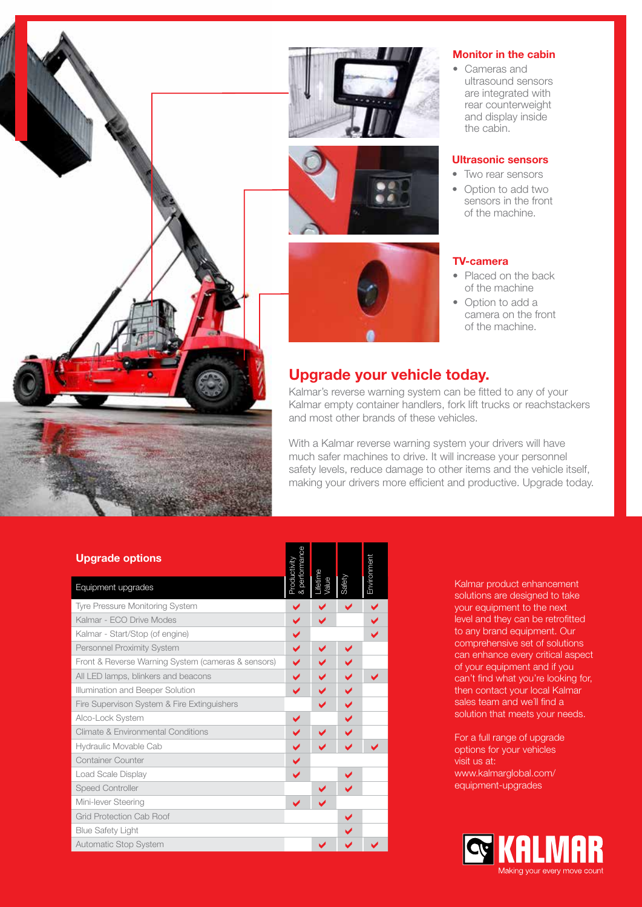### Monitor in the cabin

- Cameras and ultrasound sensors are integrated with rear counterweight and display inside the cabin.

### Ultrasonic sensors

- Two rear sensors
- Option to add two sensors in the front of the machine.

### TV-camera

- Placed on the back of the machine
- Option to add a camera on the front of the machine.

## Upgrade your vehicle today.

Kalmar's reverse warning system can be fitted to any of your Kalmar empty container handlers, fork lift trucks or reachstackers and most other brands of these vehicles.

With a Kalmar reverse warning system your drivers will have much safer machines to drive. It will increase your personnel safety levels, reduce damage to other items and the vehicle itself, making your drivers more efficient and productive. Upgrade today.

### Upgrade options

| Equipment upgrades | Productivity & performance | Lifetime Value | Safety | Environment |
|---|---|---|---|---|
| Tyre Pressure Monitoring System | ✔ | ✔ | ✔ | ✔ |
| Kalmar - ECO Drive Modes | ✔ | ✔ | | ✔ |
| Kalmar - Start/Stop (of engine) | ✔ | | | ✔ |
| Personnel Proximity System | ✔ | ✔ | ✔ | |
| Front & Reverse Warning System (cameras & sensors) | ✔ | ✔ | ✔ | |
| All LED lamps, blinkers and beacons | ✔ | ✔ | ✔ | ✔ |
| Illumination and Beeper Solution | ✔ | ✔ | ✔ | |
| Fire Supervison System & Fire Extinguishers | | ✔ | ✔ | |
| Alco-Lock System | ✔ | | ✔ | |
| Climate & Environmental Conditions | ✔ | ✔ | ✔ | |
| Hydraulic Movable Cab | ✔ | ✔ | ✔ | ✔ |
| Container Counter | ✔ | | | |
| Load Scale Display | ✔ | | ✔ | |
| Speed Controller | | ✔ | ✔ | |
| Mini-lever Steering | ✔ | ✔ | | |
| Grid Protection Cab Roof | | | ✔ | |
| Blue Safety Light | | | ✔ | |
| Automatic Stop System | | ✔ | ✔ | ✔ |

Kalmar product enhancement solutions are designed to take your equipment to the next level and they can be retrofitted to any brand equipment. Our comprehensive set of solutions can enhance every critical aspect of your equipment and if you can't find what you're looking for, then contact your local Kalmar sales team and we'll find a solution that meets your needs.

For a full range of upgrade options for your vehicles visit us at: www.kalmarglobal.com/equipment-upgrades

KALMAR

Making your every move count